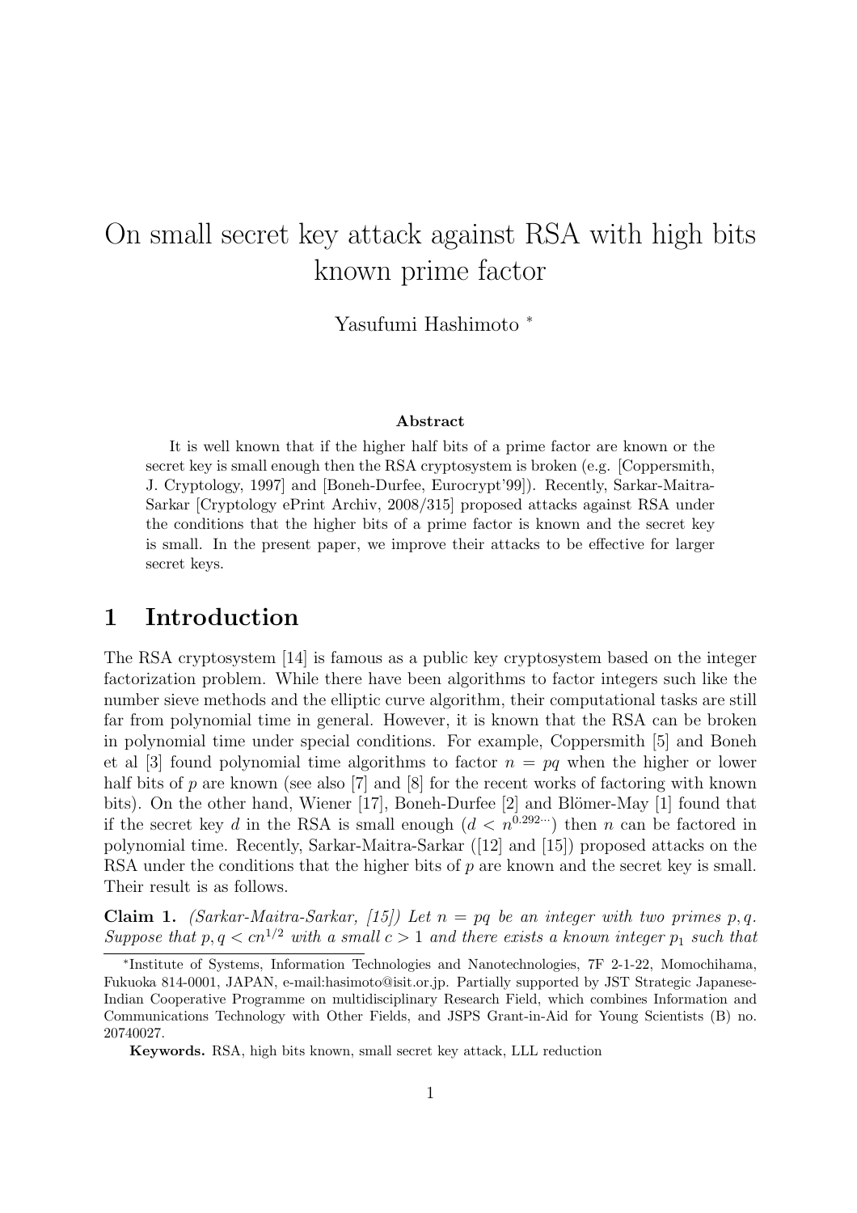# On small secret key attack against RSA with high bits known prime factor

Yasufumi Hashimoto [*]

### Abstract

It is well known that if the higher half bits of a prime factor are known or the secret key is small enough then the RSA cryptosystem is broken (e.g. [Coppersmith, J. Cryptology, 1997] and [Boneh-Durfee, Eurocrypt'99]). Recently, Sarkar-Maitra-Sarkar [Cryptology ePrint Archiv, 2008/315] proposed attacks against RSA under the conditions that the higher bits of a prime factor is known and the secret key is small. In the present paper, we improve their attacks to be effective for larger secret keys.

## 1 Introduction

The RSA cryptosystem [14] is famous as a public key cryptosystem based on the integer factorization problem. While there have been algorithms to factor integers such like the number sieve methods and the elliptic curve algorithm, their computational tasks are still far from polynomial time in general. However, it is known that the RSA can be broken in polynomial time under special conditions. For example, Coppersmith [5] and Boneh et al [3] found polynomial time algorithms to factor $n = pq$ when the higher or lower half bits of $p$ are known (see also [7] and [8] for the recent works of factoring with known bits). On the other hand, Wiener [17], Boneh-Durfee [2] and Blömer-May [1] found that if the secret key $d$ in the RSA is small enough ($d < n^{0.292\cdots}$) then $n$ can be factored in polynomial time. Recently, Sarkar-Maitra-Sarkar ([12] and [15]) proposed attacks on the RSA under the conditions that the higher bits of $p$ are known and the secret key is small. Their result is as follows.

**Claim 1.** *(Sarkar-Maitra-Sarkar, [15]) Let $n = pq$ be an integer with two primes $p, q$. Suppose that $p, q < cn^{1/2}$ with a small $c > 1$ and there exists a known integer $p_1$ such that*

---

*Institute of Systems, Information Technologies and Nanotechnologies, 7F 2-1-22, Momochihama, Fukuoka 814-0001, JAPAN, e-mail:hasimoto@isit.or.jp. Partially supported by JST Strategic Japanese-Indian Cooperative Programme on multidisciplinary Research Field, which combines Information and Communications Technology with Other Fields, and JSPS Grant-in-Aid for Young Scientists (B) no. 20740027.

**Keywords.** RSA, high bits known, small secret key attack, LLL reduction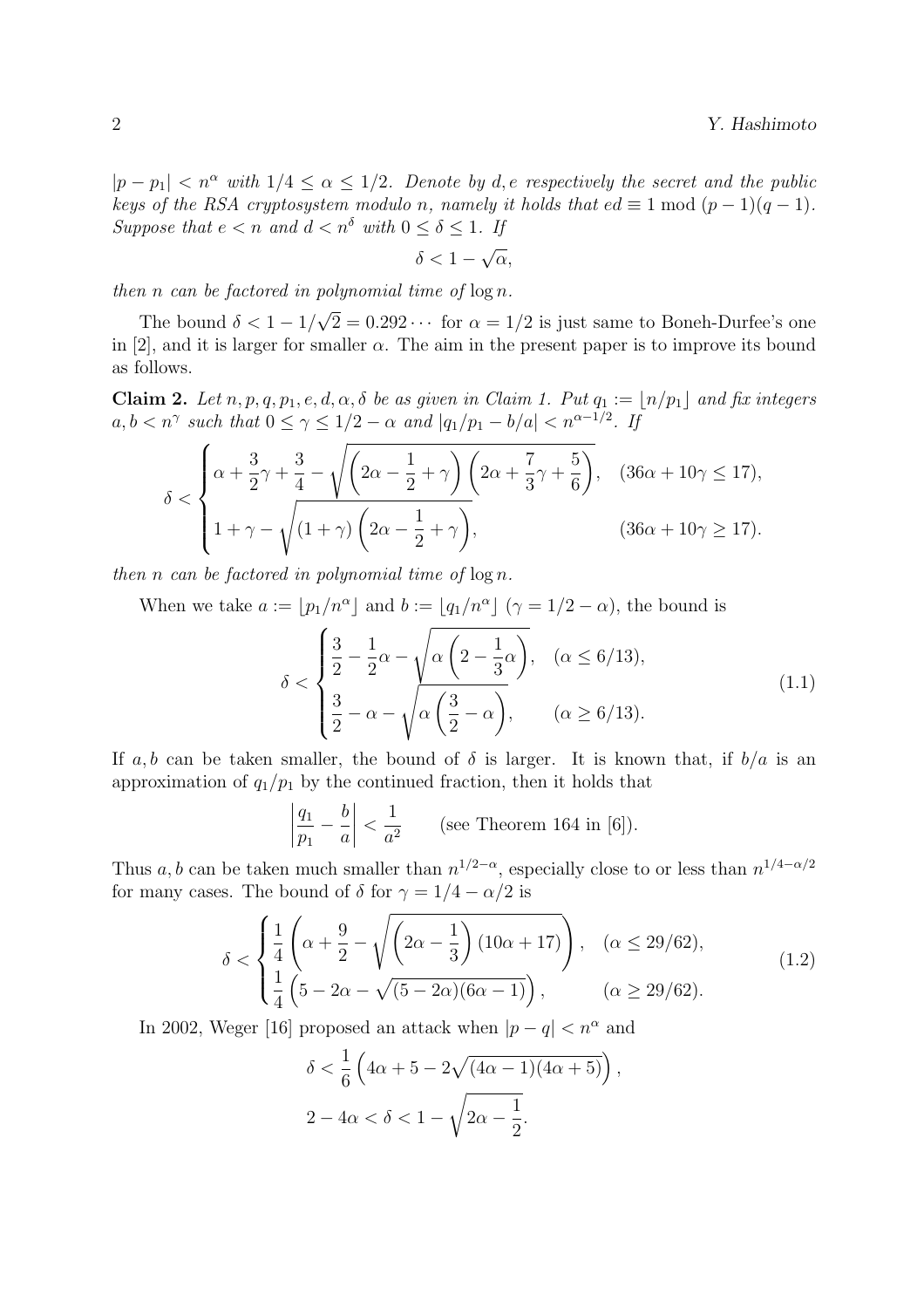*$|p - p_1| < n^\alpha$ with $1/4 \le \alpha \le 1/2$. Denote by $d, e$ respectively the secret and the public keys of the RSA cryptosystem modulo $n$, namely it holds that $ed \equiv 1 \bmod (p-1)(q-1)$. Suppose that $e < n$ and $d < n^\delta$ with $0 \le \delta \le 1$. If*

$$\delta < 1 - \sqrt{\alpha},$$

*then $n$ can be factored in polynomial time of $\log n$.*

The bound $\delta < 1 - 1/\sqrt{2} = 0.292\cdots$ for $\alpha = 1/2$ is just same to Boneh-Durfee's one in [2], and it is larger for smaller $\alpha$. The aim in the present paper is to improve its bound as follows.

**Claim 2.** *Let $n, p, q, p_1, e, d, \alpha, \delta$ be as given in Claim 1. Put $q_1 := \lfloor n/p_1 \rfloor$ and fix integers $a, b < n^\gamma$ such that $0 \le \gamma \le 1/2 - \alpha$ and $|q_1/p_1 - b/a| < n^{\alpha - 1/2}$. If*

$$\delta < \begin{cases} \alpha + \dfrac{3}{2}\gamma + \dfrac{3}{4} - \sqrt{\left(2\alpha - \dfrac{1}{2} + \gamma\right)\left(2\alpha + \dfrac{7}{3}\gamma + \dfrac{5}{6}\right)}, & (36\alpha + 10\gamma \le 17), \\ 1 + \gamma - \sqrt{(1+\gamma)\left(2\alpha - \dfrac{1}{2} + \gamma\right)}, & (36\alpha + 10\gamma \ge 17). \end{cases}$$

*then $n$ can be factored in polynomial time of $\log n$.*

When we take $a := \lfloor p_1/n^\alpha \rfloor$ and $b := \lfloor q_1/n^\alpha \rfloor$ ($\gamma = 1/2 - \alpha$), the bound is

$$\delta < \begin{cases} \dfrac{3}{2} - \dfrac{1}{2}\alpha - \sqrt{\alpha\left(2 - \dfrac{1}{3}\alpha\right)}, & (\alpha \le 6/13), \\ \dfrac{3}{2} - \alpha - \sqrt{\alpha\left(\dfrac{3}{2} - \alpha\right)}, & (\alpha \ge 6/13). \end{cases} \tag{1.1}$$

If $a, b$ can be taken smaller, the bound of $\delta$ is larger. It is known that, if $b/a$ is an approximation of $q_1/p_1$ by the continued fraction, then it holds that

$$\left|\frac{q_1}{p_1} - \frac{b}{a}\right| < \frac{1}{a^2} \qquad \text{(see Theorem 164 in [6]).}$$

Thus $a, b$ can be taken much smaller than $n^{1/2-\alpha}$, especially close to or less than $n^{1/4-\alpha/2}$ for many cases. The bound of $\delta$ for $\gamma = 1/4 - \alpha/2$ is

$$\delta < \begin{cases} \dfrac{1}{4}\left(\alpha + \dfrac{9}{2} - \sqrt{\left(2\alpha - \dfrac{1}{3}\right)(10\alpha + 17)}\right), & (\alpha \le 29/62), \\ \dfrac{1}{4}\left(5 - 2\alpha - \sqrt{(5 - 2\alpha)(6\alpha - 1)}\right), & (\alpha \ge 29/62). \end{cases} \tag{1.2}$$

In 2002, Weger [16] proposed an attack when $|p - q| < n^\alpha$ and

$$\delta < \frac{1}{6}\left(4\alpha + 5 - 2\sqrt{(4\alpha - 1)(4\alpha + 5)}\right),$$

$$2 - 4\alpha < \delta < 1 - \sqrt{2\alpha - \frac{1}{2}}.$$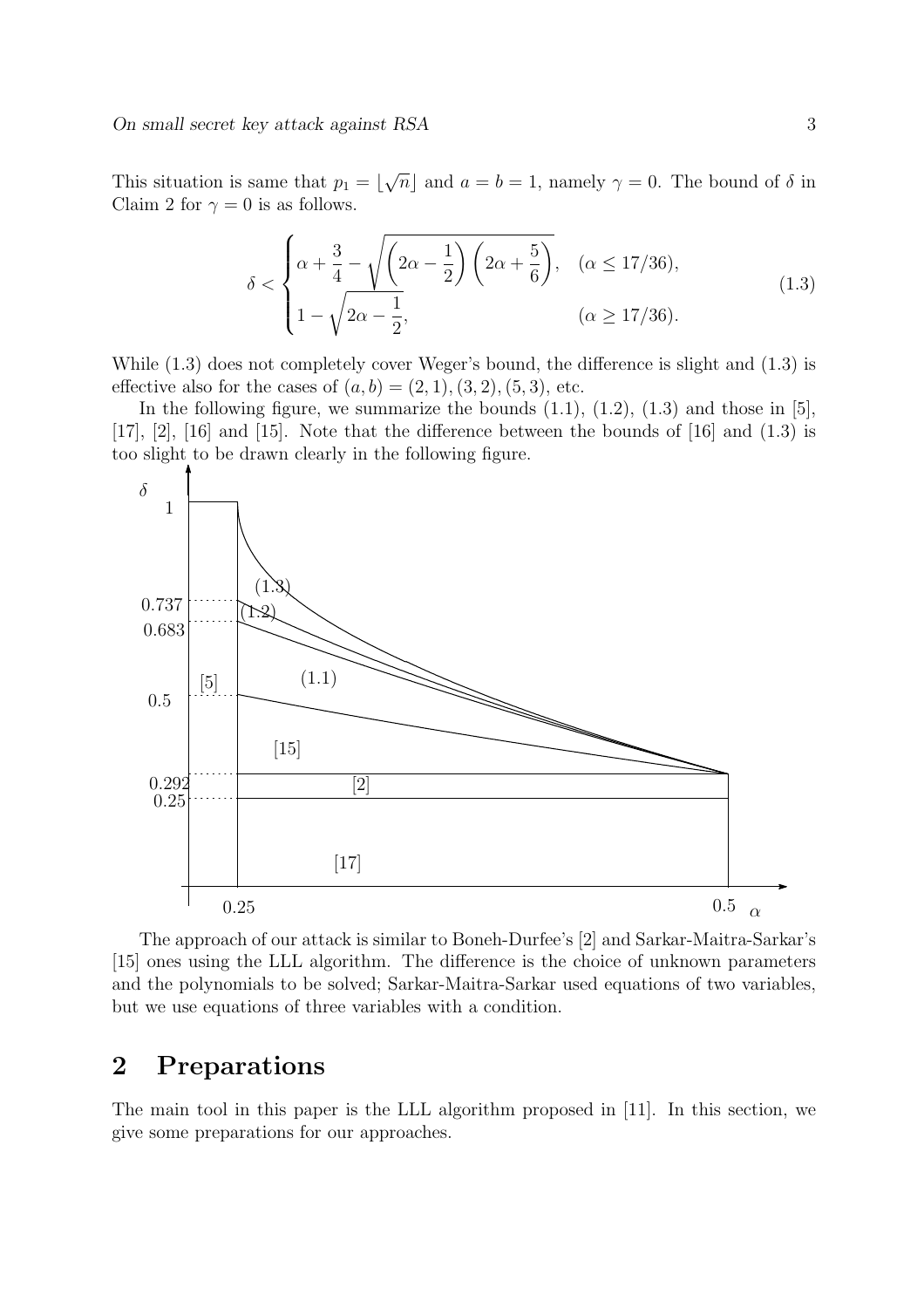This situation is same that $p_1 = \lfloor\sqrt{n}\rfloor$ and $a = b = 1$, namely $\gamma = 0$. The bound of $\delta$ in Claim 2 for $\gamma = 0$ is as follows.

$$
\delta < \begin{cases} \alpha + \dfrac{3}{4} - \sqrt{\left(2\alpha - \dfrac{1}{2}\right)\left(2\alpha + \dfrac{5}{6}\right)}, & (\alpha \leq 17/36), \\ 1 - \sqrt{2\alpha - \dfrac{1}{2}}, & (\alpha \geq 17/36). \end{cases} \tag{1.3}
$$

While (1.3) does not completely cover Weger's bound, the difference is slight and (1.3) is effective also for the cases of $(a, b) = (2, 1), (3, 2), (5, 3)$, etc.

In the following figure, we summarize the bounds (1.1), (1.2), (1.3) and those in [5], [17], [2], [16] and [15]. Note that the difference between the bounds of [16] and (1.3) is too slight to be drawn clearly in the following figure.

The approach of our attack is similar to Boneh-Durfee's [2] and Sarkar-Maitra-Sarkar's [15] ones using the LLL algorithm. The difference is the choice of unknown parameters and the polynomials to be solved; Sarkar-Maitra-Sarkar used equations of two variables, but we use equations of three variables with a condition.

## 2 Preparations

The main tool in this paper is the LLL algorithm proposed in [11]. In this section, we give some preparations for our approaches.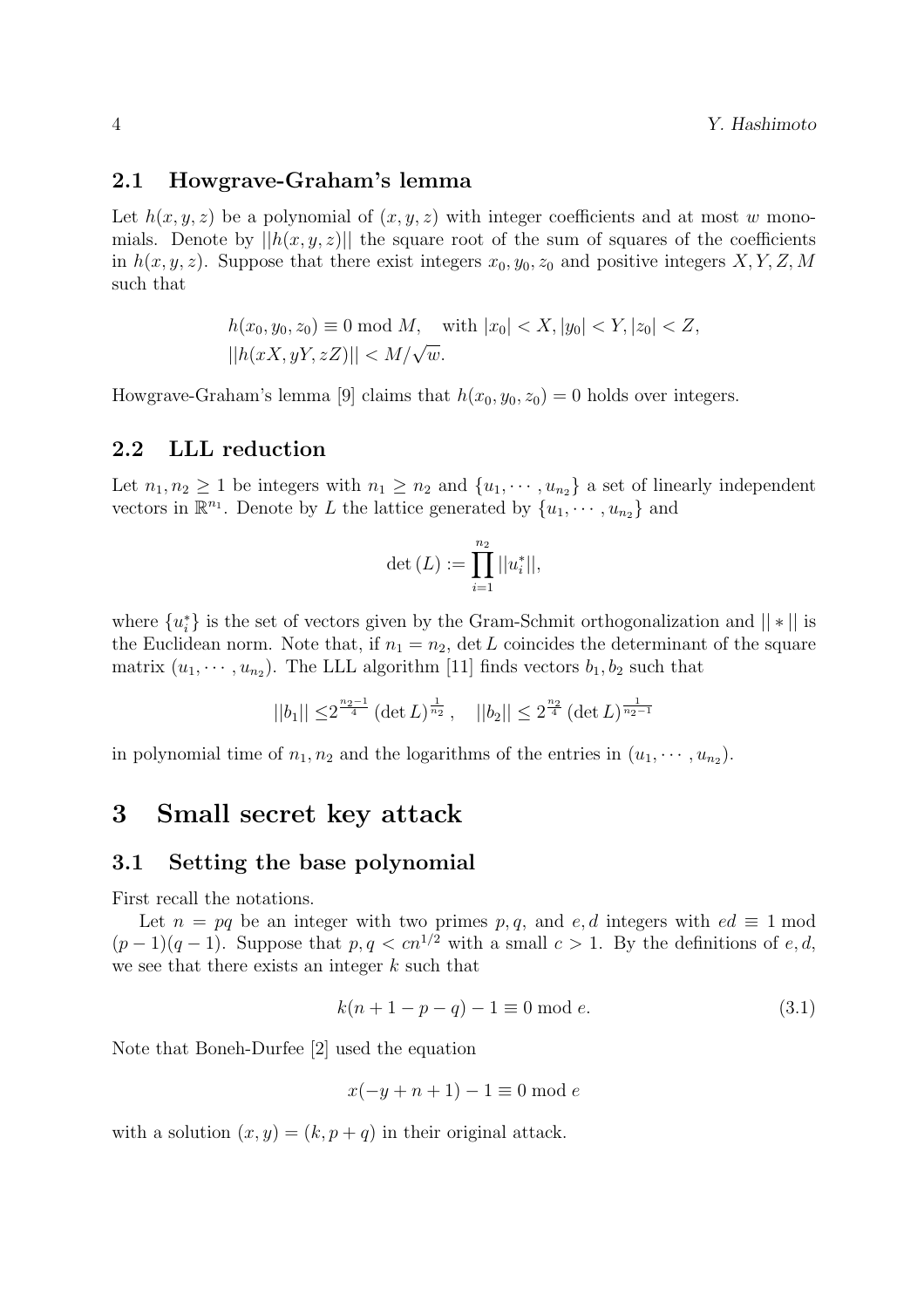### 2.1 Howgrave-Graham's lemma

Let $h(x, y, z)$ be a polynomial of $(x, y, z)$ with integer coefficients and at most $w$ monomials. Denote by $||h(x, y, z)||$ the square root of the sum of squares of the coefficients in $h(x, y, z)$. Suppose that there exist integers $x_0, y_0, z_0$ and positive integers $X, Y, Z, M$ such that

$$h(x_0, y_0, z_0) \equiv 0 \bmod M, \quad \text{with } |x_0| < X, |y_0| < Y, |z_0| < Z,$$
$$||h(xX, yY, zZ)|| < M/\sqrt{w}.$$

Howgrave-Graham's lemma [9] claims that $h(x_0, y_0, z_0) = 0$ holds over integers.

### 2.2 LLL reduction

Let $n_1, n_2 \geq 1$ be integers with $n_1 \geq n_2$ and $\{u_1, \cdots, u_{n_2}\}$ a set of linearly independent vectors in $\mathbb{R}^{n_1}$. Denote by $L$ the lattice generated by $\{u_1, \cdots, u_{n_2}\}$ and

$$\det(L) := \prod_{i=1}^{n_2} ||u_i^*||,$$

where $\{u_i^*\}$ is the set of vectors given by the Gram-Schmit orthogonalization and $|| * ||$ is the Euclidean norm. Note that, if $n_1 = n_2$, $\det L$ coincides the determinant of the square matrix $(u_1, \cdots, u_{n_2})$. The LLL algorithm [11] finds vectors $b_1, b_2$ such that

$$||b_1|| \leq 2^{\frac{n_2-1}{4}} (\det L)^{\frac{1}{n_2}}, \quad ||b_2|| \leq 2^{\frac{n_2}{4}} (\det L)^{\frac{1}{n_2-1}}$$

in polynomial time of $n_1, n_2$ and the logarithms of the entries in $(u_1, \cdots, u_{n_2})$.

## 3 Small secret key attack

### 3.1 Setting the base polynomial

First recall the notations.

Let $n = pq$ be an integer with two primes $p, q$, and $e, d$ integers with $ed \equiv 1 \bmod (p-1)(q-1)$. Suppose that $p, q < cn^{1/2}$ with a small $c > 1$. By the definitions of $e, d$, we see that there exists an integer $k$ such that

$$k(n + 1 - p - q) - 1 \equiv 0 \bmod e. \tag{3.1}$$

Note that Boneh-Durfee [2] used the equation

$$x(-y + n + 1) - 1 \equiv 0 \bmod e$$

with a solution $(x, y) = (k, p + q)$ in their original attack.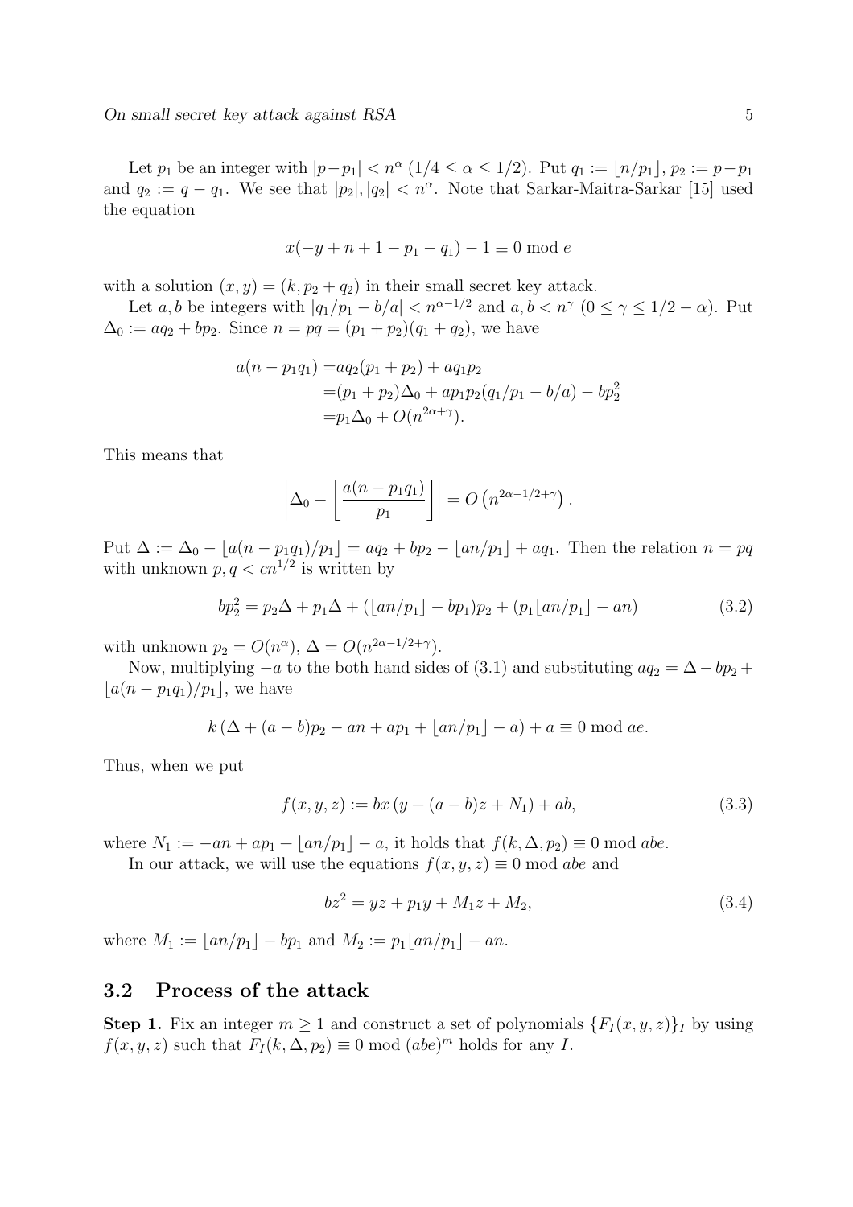Let $p_1$ be an integer with $|p-p_1| < n^\alpha$ $(1/4 \leq \alpha \leq 1/2)$. Put $q_1 := \lfloor n/p_1 \rfloor$, $p_2 := p - p_1$ and $q_2 := q - q_1$. We see that $|p_2|, |q_2| < n^\alpha$. Note that Sarkar-Maitra-Sarkar [15] used the equation

$$x(-y + n + 1 - p_1 - q_1) - 1 \equiv 0 \bmod e$$

with a solution $(x, y) = (k, p_2 + q_2)$ in their small secret key attack.

Let $a, b$ be integers with $|q_1/p_1 - b/a| < n^{\alpha - 1/2}$ and $a, b < n^\gamma$ $(0 \leq \gamma \leq 1/2 - \alpha)$. Put $\Delta_0 := aq_2 + bp_2$. Since $n = pq = (p_1 + p_2)(q_1 + q_2)$, we have

$$\begin{aligned}
a(n - p_1 q_1) =& aq_2(p_1 + p_2) + aq_1 p_2 \\
=& (p_1 + p_2)\Delta_0 + ap_1 p_2 (q_1/p_1 - b/a) - bp_2^2 \\
=& p_1 \Delta_0 + O(n^{2\alpha + \gamma}).
\end{aligned}$$

This means that

$$\left| \Delta_0 - \left\lfloor \frac{a(n - p_1 q_1)}{p_1} \right\rfloor \right| = O\left(n^{2\alpha - 1/2 + \gamma}\right).$$

Put $\Delta := \Delta_0 - \lfloor a(n - p_1 q_1)/p_1 \rfloor = aq_2 + bp_2 - \lfloor an/p_1 \rfloor + aq_1$. Then the relation $n = pq$ with unknown $p, q < cn^{1/2}$ is written by

$$bp_2^2 = p_2 \Delta + p_1 \Delta + (\lfloor an/p_1 \rfloor - bp_1)p_2 + (p_1 \lfloor an/p_1 \rfloor - an) \tag{3.2}$$

with unknown $p_2 = O(n^\alpha)$, $\Delta = O(n^{2\alpha - 1/2 + \gamma})$.

Now, multiplying $-a$ to the both hand sides of (3.1) and substituting $aq_2 = \Delta - bp_2 + \lfloor a(n - p_1 q_1)/p_1 \rfloor$, we have

$$k\left(\Delta + (a-b)p_2 - an + ap_1 + \lfloor an/p_1 \rfloor - a\right) + a \equiv 0 \bmod ae.$$

Thus, when we put

$$f(x, y, z) := bx\left(y + (a-b)z + N_1\right) + ab, \tag{3.3}$$

where $N_1 := -an + ap_1 + \lfloor an/p_1 \rfloor - a$, it holds that $f(k, \Delta, p_2) \equiv 0 \bmod abe$.

In our attack, we will use the equations $f(x, y, z) \equiv 0 \bmod abe$ and

$$bz^2 = yz + p_1 y + M_1 z + M_2, \tag{3.4}$$

where $M_1 := \lfloor an/p_1 \rfloor - bp_1$ and $M_2 := p_1 \lfloor an/p_1 \rfloor - an$.

## 3.2 Process of the attack

**Step 1.** Fix an integer $m \geq 1$ and construct a set of polynomials $\{F_I(x, y, z)\}_I$ by using $f(x, y, z)$ such that $F_I(k, \Delta, p_2) \equiv 0 \bmod (abe)^m$ holds for any $I$.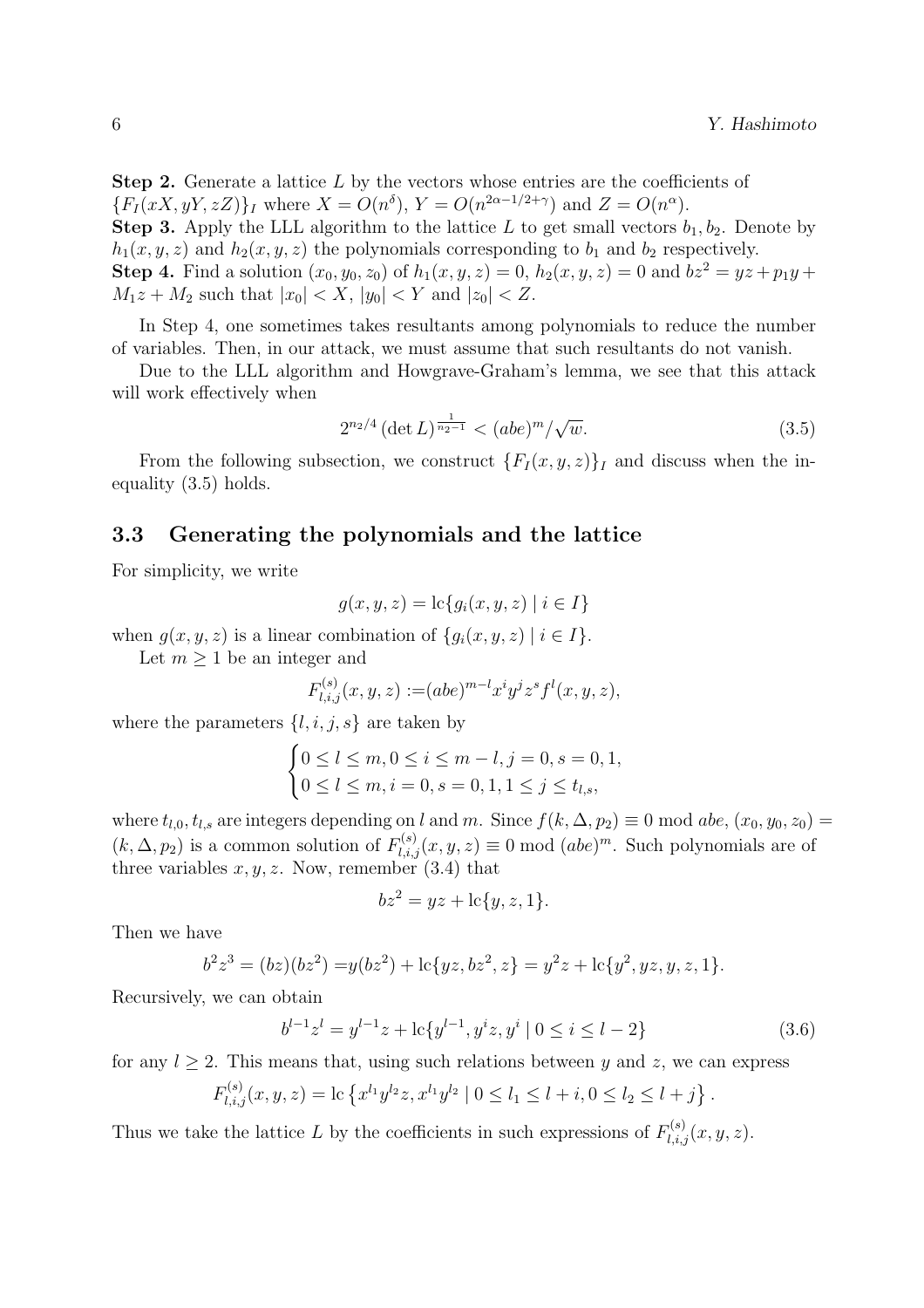**Step 2.** Generate a lattice $L$ by the vectors whose entries are the coefficients of $\{F_I(xX, yY, zZ)\}_I$ where $X = O(n^\delta)$, $Y = O(n^{2\alpha-1/2+\gamma})$ and $Z = O(n^\alpha)$.

**Step 3.** Apply the LLL algorithm to the lattice $L$ to get small vectors $b_1, b_2$. Denote by $h_1(x, y, z)$ and $h_2(x, y, z)$ the polynomials corresponding to $b_1$ and $b_2$ respectively.

**Step 4.** Find a solution $(x_0, y_0, z_0)$ of $h_1(x, y, z) = 0$, $h_2(x, y, z) = 0$ and $bz^2 = yz + p_1 y + M_1 z + M_2$ such that $|x_0| < X$, $|y_0| < Y$ and $|z_0| < Z$.

In Step 4, one sometimes takes resultants among polynomials to reduce the number of variables. Then, in our attack, we must assume that such resultants do not vanish.

Due to the LLL algorithm and Howgrave-Graham's lemma, we see that this attack will work effectively when

$$2^{n_2/4} (\det L)^{\frac{1}{n_2-1}} < (abe)^m/\sqrt{w}. \tag{3.5}$$

From the following subsection, we construct $\{F_I(x, y, z)\}_I$ and discuss when the inequality (3.5) holds.

### 3.3 Generating the polynomials and the lattice

For simplicity, we write

$$g(x, y, z) = \mathrm{lc}\{g_i(x, y, z) \mid i \in I\}$$

when $g(x, y, z)$ is a linear combination of $\{g_i(x, y, z) \mid i \in I\}$.

Let $m \geq 1$ be an integer and

$$F^{(s)}_{l,i,j}(x, y, z) := (abe)^{m-l} x^i y^j z^s f^l(x, y, z),$$

where the parameters $\{l, i, j, s\}$ are taken by

$$\begin{cases} 0 \leq l \leq m, 0 \leq i \leq m - l, j = 0, s = 0, 1, \\ 0 \leq l \leq m, i = 0, s = 0, 1, 1 \leq j \leq t_{l,s}, \end{cases}$$

where $t_{l,0}, t_{l,s}$ are integers depending on $l$ and $m$. Since $f(k, \Delta, p_2) \equiv 0 \bmod abe$, $(x_0, y_0, z_0) = (k, \Delta, p_2)$ is a common solution of $F^{(s)}_{l,i,j}(x, y, z) \equiv 0 \bmod (abe)^m$. Such polynomials are of three variables $x, y, z$. Now, remember (3.4) that

$$bz^2 = yz + \mathrm{lc}\{y, z, 1\}.$$

Then we have

$$b^2 z^3 = (bz)(bz^2) = y(bz^2) + \mathrm{lc}\{yz, bz^2, z\} = y^2 z + \mathrm{lc}\{y^2, yz, y, z, 1\}.$$

Recursively, we can obtain

$$b^{l-1} z^l = y^{l-1} z + \mathrm{lc}\{y^{l-1}, y^i z, y^i \mid 0 \leq i \leq l - 2\} \tag{3.6}$$

for any $l \geq 2$. This means that, using such relations between $y$ and $z$, we can express

$$F^{(s)}_{l,i,j}(x, y, z) = \mathrm{lc}\left\{x^{l_1} y^{l_2} z, x^{l_1} y^{l_2} \mid 0 \leq l_1 \leq l + i, 0 \leq l_2 \leq l + j\right\}.$$

Thus we take the lattice $L$ by the coefficients in such expressions of $F^{(s)}_{l,i,j}(x, y, z)$.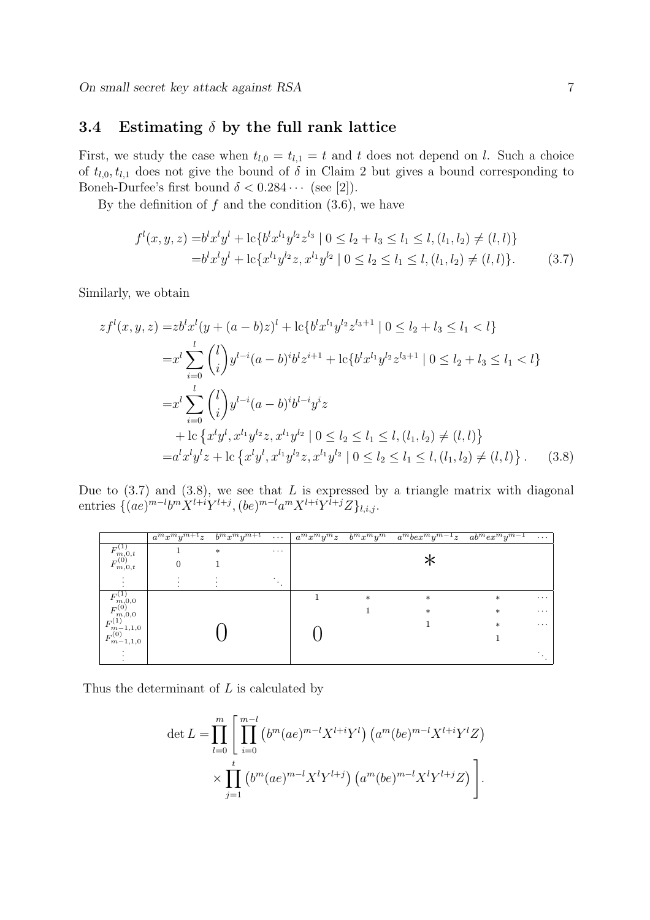### 3.4 Estimating $\delta$ by the full rank lattice

First, we study the case when $t_{l,0} = t_{l,1} = t$ and $t$ does not depend on $l$. Such a choice of $t_{l,0}, t_{l,1}$ does not give the bound of $\delta$ in Claim 2 but gives a bound corresponding to Boneh-Durfee's first bound $\delta < 0.284\cdots$ (see [2]).

By the definition of $f$ and the condition (3.6), we have

$$
\begin{aligned}
f^l(x,y,z) =& b^l x^l y^l + \mathrm{lc}\{b^l x^{l_1} y^{l_2} z^{l_3} \mid 0 \le l_2 + l_3 \le l_1 \le l, (l_1, l_2) \ne (l,l)\} \\
=& b^l x^l y^l + \mathrm{lc}\{x^{l_1} y^{l_2} z, x^{l_1} y^{l_2} \mid 0 \le l_2 \le l_1 \le l, (l_1, l_2) \ne (l,l)\}. \qquad (3.7)
\end{aligned}
$$

Similarly, we obtain

$$
\begin{aligned}
z f^l(x,y,z) =& z b^l x^l (y + (a-b)z)^l + \mathrm{lc}\{b^l x^{l_1} y^{l_2} z^{l_3+1} \mid 0 \le l_2 + l_3 \le l_1 < l\} \\
=& x^l \sum_{i=0}^{l} \binom{l}{i} y^{l-i} (a-b)^i b^l z^{i+1} + \mathrm{lc}\{b^l x^{l_1} y^{l_2} z^{l_3+1} \mid 0 \le l_2 + l_3 \le l_1 < l\} \\
=& x^l \sum_{i=0}^{l} \binom{l}{i} y^{l-i} (a-b)^i b^{l-i} y^i z \\
& + \mathrm{lc}\left\{x^l y^l, x^{l_1} y^{l_2} z, x^{l_1} y^{l_2} \mid 0 \le l_2 \le l_1 \le l, (l_1, l_2) \ne (l,l)\right\} \\
=& a^l x^l y^l z + \mathrm{lc}\left\{x^l y^l, x^{l_1} y^{l_2} z, x^{l_1} y^{l_2} \mid 0 \le l_2 \le l_1 \le l, (l_1, l_2) \ne (l,l)\right\}. \qquad (3.8)
\end{aligned}
$$

Due to (3.7) and (3.8), we see that $L$ is expressed by a triangle matrix with diagonal entries $\{(ae)^{m-l} b^m X^{l+i} Y^{l+j}, (be)^{m-l} a^m X^{l+i} Y^{l+j} Z\}_{l,i,j}$.

| | $a^m x^m y^{m+t} z$ | $b^m x^m y^{m+t}$ | $\cdots$ | $a^m x^m y^m z$ | $b^m x^m y^m$ | $a^m bex^m y^{m-1} z$ | $ab^m ex^m y^{m-1}$ | $\cdots$ |
|---|---|---|---|---|---|---|---|---|
| $F^{(1)}_{m,0,t}$ | 1 | $*$ | $\cdots$ | | | $*$ | | |
| $F^{(0)}_{m,0,t}$ | 0 | 1 | | | | | | |
| $\vdots$ | $\vdots$ | $\vdots$ | $\ddots$ | | | | | |
| $F^{(1)}_{m,0,0}$ | | | | 1 | $*$ | $*$ | $*$ | $\cdots$ |
| $F^{(0)}_{m,0,0}$ | | | | | 1 | $*$ | $*$ | $\cdots$ |
| $F^{(1)}_{m-1,1,0}$ | | $0$ | | $0$ | | 1 | $*$ | $\cdots$ |
| $F^{(0)}_{m-1,1,0}$ | | | | | | | 1 | |
| $\vdots$ | | | | | | | | $\ddots$ |

Thus the determinant of $L$ is calculated by

$$
\begin{aligned}
\det L = \prod_{l=0}^{m} \Bigg[ & \prod_{i=0}^{m-l} \left(b^m (ae)^{m-l} X^{l+i} Y^l\right) \left(a^m (be)^{m-l} X^{l+i} Y^l Z\right) \\
& \times \prod_{j=1}^{t} \left(b^m (ae)^{m-l} X^l Y^{l+j}\right) \left(a^m (be)^{m-l} X^l Y^{l+j} Z\right) \Bigg].
\end{aligned}
$$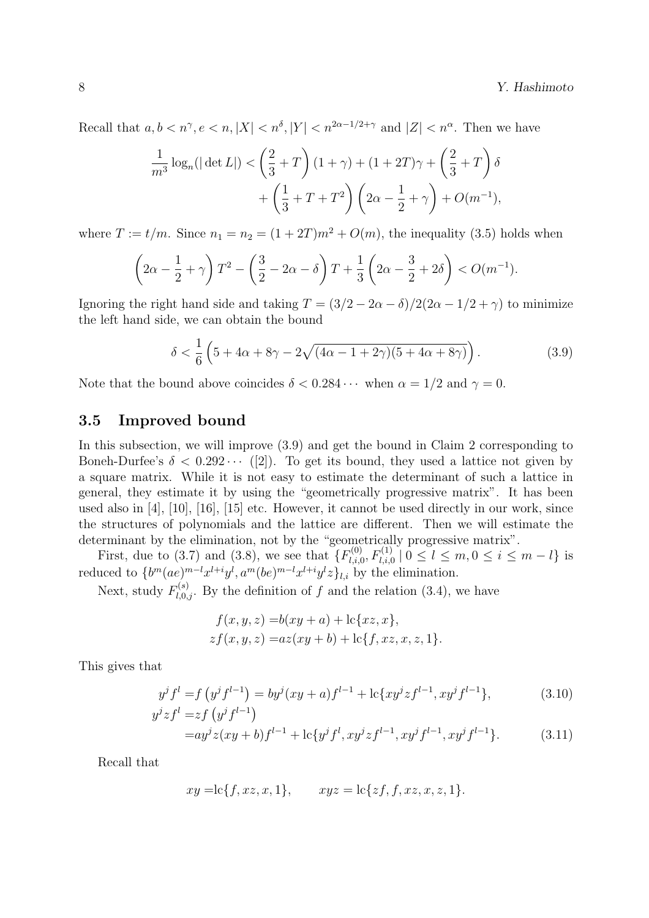Recall that $a, b < n^\gamma, e < n, |X| < n^\delta, |Y| < n^{2\alpha - 1/2 + \gamma}$ and $|Z| < n^\alpha$. Then we have

$$
\begin{aligned}
\frac{1}{m^3}\log_n(|\det L|) < \left(\frac{2}{3}+T\right)(1+\gamma) + (1+2T)\gamma + \left(\frac{2}{3}+T\right)\delta \\
+ \left(\frac{1}{3}+T+T^2\right)\left(2\alpha - \frac{1}{2}+\gamma\right) + O(m^{-1}),
\end{aligned}
$$

where $T := t/m$. Since $n_1 = n_2 = (1+2T)m^2 + O(m)$, the inequality (3.5) holds when

$$
\left(2\alpha - \frac{1}{2} + \gamma\right)T^2 - \left(\frac{3}{2} - 2\alpha - \delta\right)T + \frac{1}{3}\left(2\alpha - \frac{3}{2} + 2\delta\right) < O(m^{-1}).
$$

Ignoring the right hand side and taking $T = (3/2 - 2\alpha - \delta)/2(2\alpha - 1/2 + \gamma)$ to minimize the left hand side, we can obtain the bound

$$
\delta < \frac{1}{6}\left(5 + 4\alpha + 8\gamma - 2\sqrt{(4\alpha - 1 + 2\gamma)(5 + 4\alpha + 8\gamma)}\right). \tag{3.9}
$$

Note that the bound above coincides $\delta < 0.284\cdots$ when $\alpha = 1/2$ and $\gamma = 0$.

## 3.5 Improved bound

In this subsection, we will improve (3.9) and get the bound in Claim 2 corresponding to Boneh-Durfee's $\delta < 0.292\cdots$ ([2]). To get its bound, they used a lattice not given by a square matrix. While it is not easy to estimate the determinant of such a lattice in general, they estimate it by using the "geometrically progressive matrix". It has been used also in [4], [10], [16], [15] etc. However, it cannot be used directly in our work, since the structures of polynomials and the lattice are different. Then we will estimate the determinant by the elimination, not by the "geometrically progressive matrix".

First, due to (3.7) and (3.8), we see that $\{F_{l,i,0}^{(0)}, F_{l,i,0}^{(1)} \mid 0 \le l \le m, 0 \le i \le m - l\}$ is reduced to $\{b^m(ae)^{m-l}x^{l+i}y^l, a^m(be)^{m-l}x^{l+i}y^l z\}_{l,i}$ by the elimination.

Next, study $F_{l,0,j}^{(s)}$. By the definition of $f$ and the relation (3.4), we have

$$
\begin{aligned}
f(x,y,z) &= b(xy+a) + \mathrm{lc}\{xz, x\}, \\
zf(x,y,z) &= az(xy+b) + \mathrm{lc}\{f, xz, x, z, 1\}.
\end{aligned}
$$

This gives that

$$
\begin{aligned}
y^j f^l &= f\left(y^j f^{l-1}\right) = by^j(xy+a)f^{l-1} + \mathrm{lc}\{xy^j z f^{l-1}, xy^j f^{l-1}\}, && (3.10) \\
y^j z f^l &= zf\left(y^j f^{l-1}\right) \\
&= ay^j z(xy+b)f^{l-1} + \mathrm{lc}\{y^j f^l, xy^j z f^{l-1}, xy^j f^{l-1}, xy^j f^{l-1}\}. && (3.11)
\end{aligned}
$$

Recall that

$$
xy = \mathrm{lc}\{f, xz, x, 1\}, \qquad xyz = \mathrm{lc}\{zf, f, xz, x, z, 1\}.
$$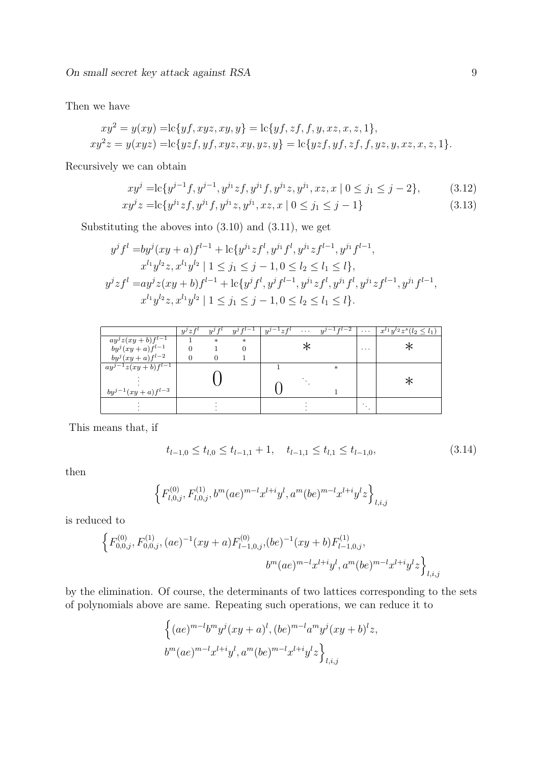Then we have

$$
\begin{aligned}
xy^2 = y(xy) =& \mathrm{lc}\{yf, xyz, xy, y\} = \mathrm{lc}\{yf, zf, f, y, xz, x, z, 1\}, \\
xy^2z = y(xyz) =& \mathrm{lc}\{yzf, yf, xyz, xy, yz, y\} = \mathrm{lc}\{yzf, yf, zf, f, yz, y, xz, x, z, 1\}.
\end{aligned}
$$

Recursively we can obtain

$$
xy^j = \mathrm{lc}\{y^{j-1}f, y^{j-1}, y^{j_1}zf, y^{j_1}f, y^{j_1}z, y^{j_1}, xz, x \mid 0 \le j_1 \le j-2\}, \tag{3.12}
$$

$$
xy^jz = \mathrm{lc}\{y^{j_1}zf, y^{j_1}f, y^{j_1}z, y^{j_1}, xz, x \mid 0 \le j_1 \le j-1\} \tag{3.13}
$$

Substituting the aboves into (3.10) and (3.11), we get

$$
\begin{aligned}
y^j f^l =& b y^j(xy+a)f^{l-1} + \mathrm{lc}\{y^{j_1}zf^l, y^{j_1}f^l, y^{j_1}zf^{l-1}, y^{j_1}f^{l-1}, \\
& x^{l_1}y^{l_2}z, x^{l_1}y^{l_2} \mid 1 \le j_1 \le j-1, 0 \le l_2 \le l_1 \le l\}, \\
y^j z f^l =& a y^j z(xy+b)f^{l-1} + \mathrm{lc}\{y^j f^l, y^j f^{l-1}, y^{j_1}zf^l, y^{j_1}f^l, y^{j_1}zf^{l-1}, y^{j_1}f^{l-1}, \\
& x^{l_1}y^{l_2}z, x^{l_1}y^{l_2} \mid 1 \le j_1 \le j-1, 0 \le l_2 \le l_1 \le l\}.
\end{aligned}
$$

| | $y^jzf^l$ | $y^jf^l$ | $y^jf^{l-1}$ | $y^{j-1}zf^l$ | $\cdots$ | $y^{j-1}f^{l-2}$ | $\cdots$ | $x^{l_1}y^{l_2}z^s (l_2 \le l_1)$ |
|---|---|---|---|---|---|---|---|---|
| $ay^jz(xy+b)f^{l-1}$ | 1 | $*$ | $*$ | | $*$ | | $\cdots$ | $*$ |
| $by^j(xy+a)f^{l-1}$ | 0 | 1 | 0 | | | | | |
| $by^j(xy+a)f^{l-2}$ | 0 | 0 | 1 | | | | | |
| $ay^{j-1}z(xy+b)f^{l-1}$ | | | | 1 | | $*$ | | |
| $\vdots$ | | 0 | | | $\ddots$ | | | $*$ |
| $by^{j-1}(xy+a)f^{l-3}$ | | | | 0 | | 1 | | |
| $\vdots$ | | $\vdots$ | | | $\vdots$ | | $\ddots$ | |

This means that, if

$$
t_{l-1,0} \le t_{l,0} \le t_{l-1,1} + 1, \quad t_{l-1,1} \le t_{l,1} \le t_{l-1,0}, \tag{3.14}
$$

then

$$
\left\{F^{(0)}_{l,0,j}, F^{(1)}_{l,0,j}, b^m(ae)^{m-l}x^{l+i}y^l, a^m(be)^{m-l}x^{l+i}y^lz\right\}_{l,i,j}
$$

is reduced to

$$
\begin{aligned}
\Big\{F^{(0)}_{0,0,j}, F^{(1)}_{0,0,j}, (ae)^{-1}(xy+a)F^{(0)}_{l-1,0,j}, &(be)^{-1}(xy+b)F^{(1)}_{l-1,0,j}, \\
& b^m(ae)^{m-l}x^{l+i}y^l, a^m(be)^{m-l}x^{l+i}y^lz\Big\}_{l,i,j}
\end{aligned}
$$

by the elimination. Of course, the determinants of two lattices corresponding to the sets of polynomials above are same. Repeating such operations, we can reduce it to

$$
\begin{aligned}
&\Big\{(ae)^{m-l}b^m y^j(xy+a)^l, (be)^{m-l}a^m y^j(xy+b)^l z, \\
&b^m(ae)^{m-l}x^{l+i}y^l, a^m(be)^{m-l}x^{l+i}y^lz\Big\}_{l,i,j}
\end{aligned}
$$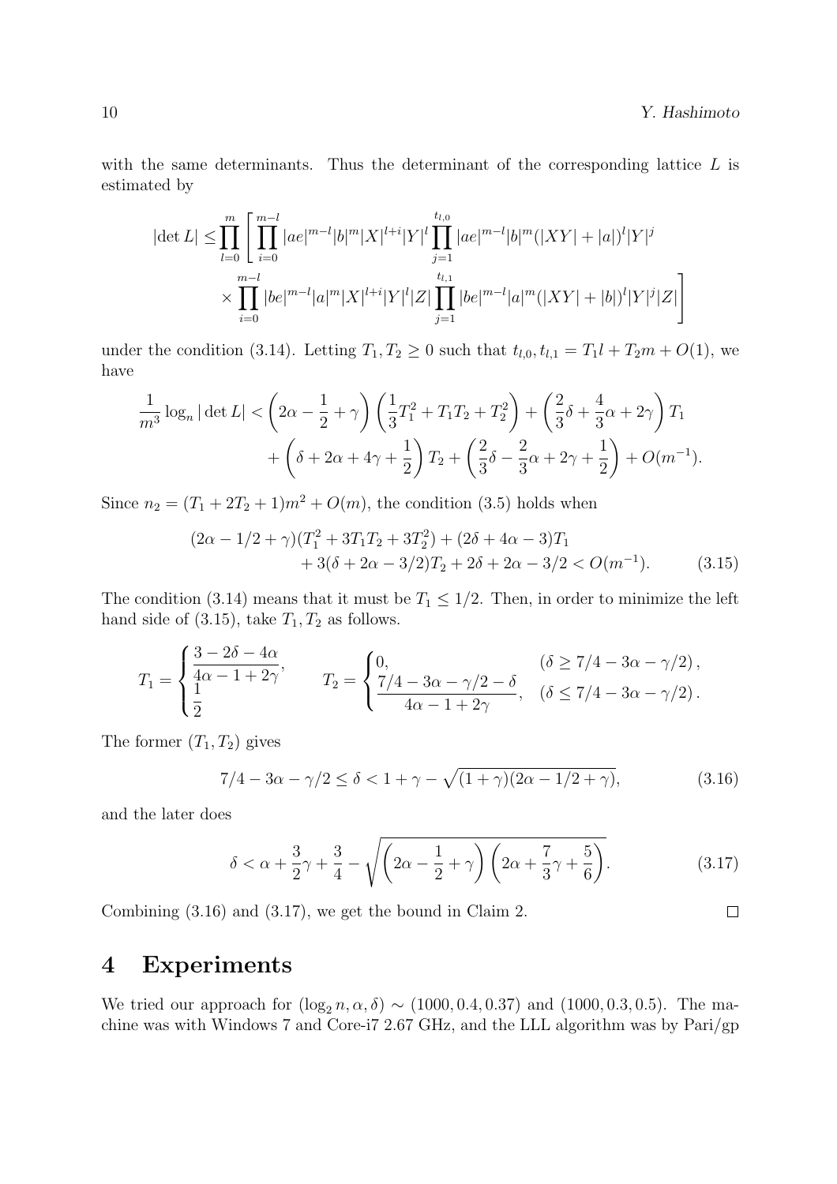with the same determinants. Thus the determinant of the corresponding lattice $L$ is estimated by

$$
\begin{aligned}
|\det L| \leq \prod_{l=0}^{m} \Bigg[ &\prod_{i=0}^{m-l} |ae|^{m-l} |b|^m |X|^{l+i} |Y|^l \prod_{j=1}^{t_{l,0}} |ae|^{m-l} |b|^m (|XY| + |a|)^l |Y|^j \\
&\times \prod_{i=0}^{m-l} |be|^{m-l} |a|^m |X|^{l+i} |Y|^l |Z| \prod_{j=1}^{t_{l,1}} |be|^{m-l} |a|^m (|XY| + |b|)^l |Y|^j |Z| \Bigg]
\end{aligned}
$$

under the condition (3.14). Letting $T_1, T_2 \geq 0$ such that $t_{l,0}, t_{l,1} = T_1 l + T_2 m + O(1)$, we have

$$
\begin{aligned}
\frac{1}{m^3} \log_n |\det L| < &\left(2\alpha - \frac{1}{2} + \gamma\right) \left(\frac{1}{3} T_1^2 + T_1 T_2 + T_2^2\right) + \left(\frac{2}{3}\delta + \frac{4}{3}\alpha + 2\gamma\right) T_1 \\
&+ \left(\delta + 2\alpha + 4\gamma + \frac{1}{2}\right) T_2 + \left(\frac{2}{3}\delta - \frac{2}{3}\alpha + 2\gamma + \frac{1}{2}\right) + O(m^{-1}).
\end{aligned}
$$

Since $n_2 = (T_1 + 2T_2 + 1)m^2 + O(m)$, the condition (3.5) holds when

$$
\begin{aligned}
(2\alpha - 1/2 + \gamma)(T_1^2 + 3T_1 T_2 + 3T_2^2) + (2\delta + 4\alpha - 3)T_1& \\
+ 3(\delta + 2\alpha - 3/2)T_2 + 2\delta + 2\alpha - 3/2 < O(m^{-1}).& \qquad (3.15)
\end{aligned}
$$

The condition (3.14) means that it must be $T_1 \leq 1/2$. Then, in order to minimize the left hand side of (3.15), take $T_1, T_2$ as follows.

$$
T_1 = \begin{cases} \dfrac{3 - 2\delta - 4\alpha}{4\alpha - 1 + 2\gamma}, \\ \dfrac{1}{2} \end{cases} \qquad T_2 = \begin{cases} 0, & (\delta \geq 7/4 - 3\alpha - \gamma/2), \\ \dfrac{7/4 - 3\alpha - \gamma/2 - \delta}{4\alpha - 1 + 2\gamma}, & (\delta \leq 7/4 - 3\alpha - \gamma/2). \end{cases}
$$

The former $(T_1, T_2)$ gives

$$
7/4 - 3\alpha - \gamma/2 \leq \delta < 1 + \gamma - \sqrt{(1+\gamma)(2\alpha - 1/2 + \gamma)}, \qquad (3.16)
$$

and the later does

$$
\delta < \alpha + \frac{3}{2}\gamma + \frac{3}{4} - \sqrt{\left(2\alpha - \frac{1}{2} + \gamma\right)\left(2\alpha + \frac{7}{3}\gamma + \frac{5}{6}\right)}. \qquad (3.17)
$$

Combining (3.16) and (3.17), we get the bound in Claim 2. □

# 4 Experiments

We tried our approach for $(\log_2 n, \alpha, \delta) \sim (1000, 0.4, 0.37)$ and $(1000, 0.3, 0.5)$. The machine was with Windows 7 and Core-i7 2.67 GHz, and the LLL algorithm was by Pari/gp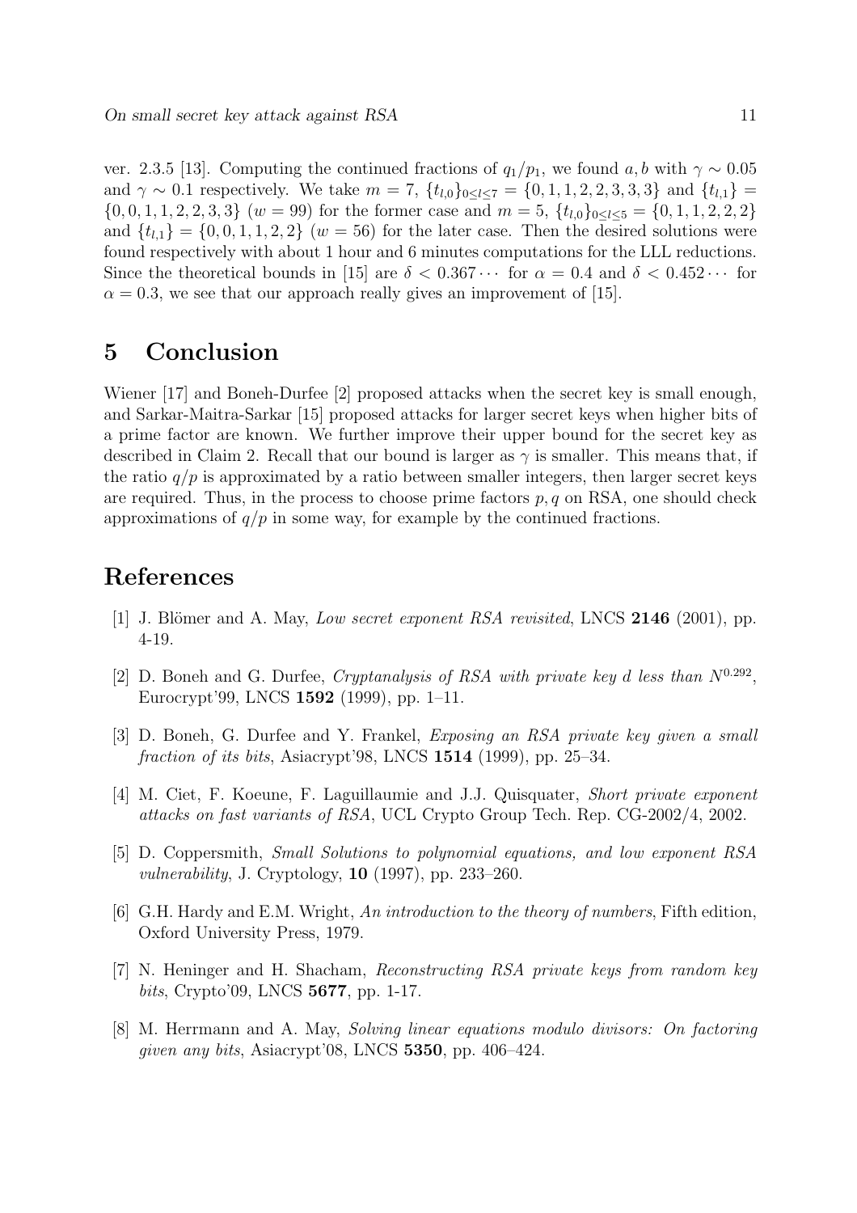ver. 2.3.5 [13]. Computing the continued fractions of $q_1/p_1$, we found $a, b$ with $\gamma \sim 0.05$ and $\gamma \sim 0.1$ respectively. We take $m = 7$, $\{t_{l,0}\}_{0 \leq l \leq 7} = \{0, 1, 1, 2, 2, 3, 3, 3\}$ and $\{t_{l,1}\} = \{0, 0, 1, 1, 2, 2, 3, 3\}$ ($w = 99$) for the former case and $m = 5$, $\{t_{l,0}\}_{0 \leq l \leq 5} = \{0, 1, 1, 2, 2, 2\}$ and $\{t_{l,1}\} = \{0, 0, 1, 1, 2, 2\}$ ($w = 56$) for the later case. Then the desired solutions were found respectively with about 1 hour and 6 minutes computations for the LLL reductions. Since the theoretical bounds in [15] are $\delta < 0.367\cdots$ for $\alpha = 0.4$ and $\delta < 0.452\cdots$ for $\alpha = 0.3$, we see that our approach really gives an improvement of [15].

# 5 Conclusion

Wiener [17] and Boneh-Durfee [2] proposed attacks when the secret key is small enough, and Sarkar-Maitra-Sarkar [15] proposed attacks for larger secret keys when higher bits of a prime factor are known. We further improve their upper bound for the secret key as described in Claim 2. Recall that our bound is larger as $\gamma$ is smaller. This means that, if the ratio $q/p$ is approximated by a ratio between smaller integers, then larger secret keys are required. Thus, in the process to choose prime factors $p, q$ on RSA, one should check approximations of $q/p$ in some way, for example by the continued fractions.

# References

[1] J. Blömer and A. May, *Low secret exponent RSA revisited*, LNCS **2146** (2001), pp. 4-19.

[2] D. Boneh and G. Durfee, *Cryptanalysis of RSA with private key d less than $N^{0.292}$*, Eurocrypt'99, LNCS **1592** (1999), pp. 1–11.

[3] D. Boneh, G. Durfee and Y. Frankel, *Exposing an RSA private key given a small fraction of its bits*, Asiacrypt'98, LNCS **1514** (1999), pp. 25–34.

[4] M. Ciet, F. Koeune, F. Laguillaumie and J.J. Quisquater, *Short private exponent attacks on fast variants of RSA*, UCL Crypto Group Tech. Rep. CG-2002/4, 2002.

[5] D. Coppersmith, *Small Solutions to polynomial equations, and low exponent RSA vulnerability*, J. Cryptology, **10** (1997), pp. 233–260.

[6] G.H. Hardy and E.M. Wright, *An introduction to the theory of numbers*, Fifth edition, Oxford University Press, 1979.

[7] N. Heninger and H. Shacham, *Reconstructing RSA private keys from random key bits*, Crypto'09, LNCS **5677**, pp. 1-17.

[8] M. Herrmann and A. May, *Solving linear equations modulo divisors: On factoring given any bits*, Asiacrypt'08, LNCS **5350**, pp. 406–424.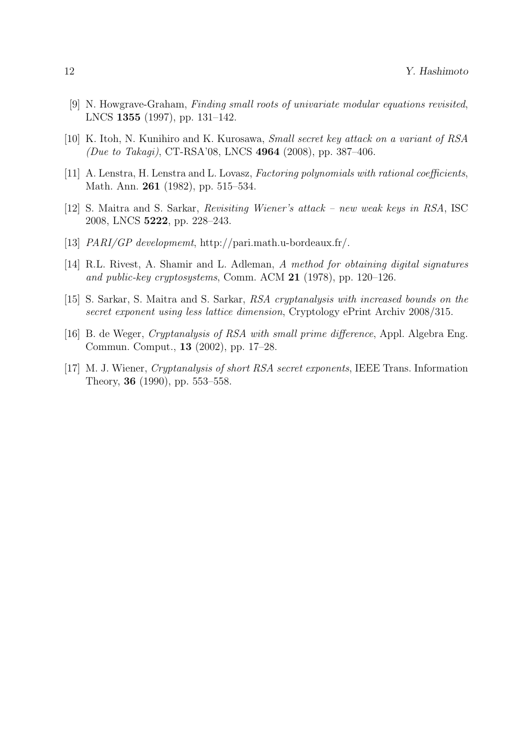[9] N. Howgrave-Graham, *Finding small roots of univariate modular equations revisited*, LNCS **1355** (1997), pp. 131–142.

[10] K. Itoh, N. Kunihiro and K. Kurosawa, *Small secret key attack on a variant of RSA (Due to Takagi)*, CT-RSA'08, LNCS **4964** (2008), pp. 387–406.

[11] A. Lenstra, H. Lenstra and L. Lovasz, *Factoring polynomials with rational coefficients*, Math. Ann. **261** (1982), pp. 515–534.

[12] S. Maitra and S. Sarkar, *Revisiting Wiener's attack – new weak keys in RSA*, ISC 2008, LNCS **5222**, pp. 228–243.

[13] *PARI/GP developmemt*, http://pari.math.u-bordeaux.fr/.

[14] R.L. Rivest, A. Shamir and L. Adleman, *A method for obtaining digital signatures and public-key cryptosystems*, Comm. ACM **21** (1978), pp. 120–126.

[15] S. Sarkar, S. Maitra and S. Sarkar, *RSA cryptanalysis with increased bounds on the secret exponent using less lattice dimension*, Cryptology ePrint Archiv 2008/315.

[16] B. de Weger, *Cryptanalysis of RSA with small prime difference*, Appl. Algebra Eng. Commun. Comput., **13** (2002), pp. 17–28.

[17] M. J. Wiener, *Cryptanalysis of short RSA secret exponents*, IEEE Trans. Information Theory, **36** (1990), pp. 553–558.